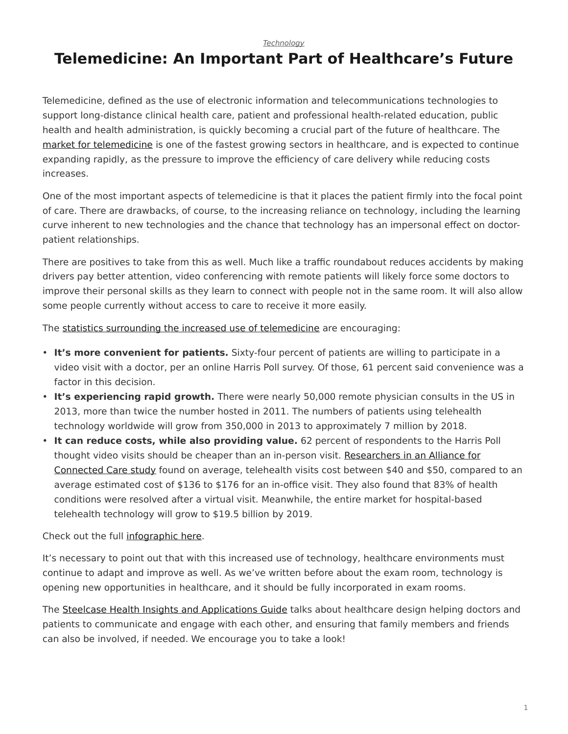*Technology*

# Telemedicine: An Important Part of Healthcare's Future

Telemedicine, defined as the use of electronic information and telecommunications technologies to support long-distance clinical health care, patient and professional health-related education, public health and health administration, is quickly becoming a crucial part of the future of healthcare. The market for telemedicine is one of the fastest growing sectors in healthcare, and is expected to continue expanding rapidly, as the pressure to improve the efficiency of care delivery while reducing costs increases.

One of the most important aspects of telemedicine is that it places the patient firmly into the focal point of care. There are drawbacks, of course, to the increasing reliance on technology, including the learning curve inherent to new technologies and the chance that technology has an impersonal effect on doctor-patient relationships.

There are positives to take from this as well. Much like a traffic roundabout reduces accidents by making drivers pay better attention, video conferencing with remote patients will likely force some doctors to improve their personal skills as they learn to connect with people not in the same room. It will also allow some people currently without access to care to receive it more easily.

The statistics surrounding the increased use of telemedicine are encouraging:

- **It's more convenient for patients.** Sixty-four percent of patients are willing to participate in a video visit with a doctor, per an online Harris Poll survey. Of those, 61 percent said convenience was a factor in this decision.
- **It's experiencing rapid growth.** There were nearly 50,000 remote physician consults in the US in 2013, more than twice the number hosted in 2011. The numbers of patients using telehealth technology worldwide will grow from 350,000 in 2013 to approximately 7 million by 2018.
- **It can reduce costs, while also providing value.** 62 percent of respondents to the Harris Poll thought video visits should be cheaper than an in-person visit. Researchers in an Alliance for Connected Care study found on average, telehealth visits cost between $40 and $50, compared to an average estimated cost of $136 to $176 for an in-office visit. They also found that 83% of health conditions were resolved after a virtual visit. Meanwhile, the entire market for hospital-based telehealth technology will grow to $19.5 billion by 2019.

Check out the full infographic here.

It's necessary to point out that with this increased use of technology, healthcare environments must continue to adapt and improve as well. As we've written before about the exam room, technology is opening new opportunities in healthcare, and it should be fully incorporated in exam rooms.

The Steelcase Health Insights and Applications Guide talks about healthcare design helping doctors and patients to communicate and engage with each other, and ensuring that family members and friends can also be involved, if needed. We encourage you to take a look!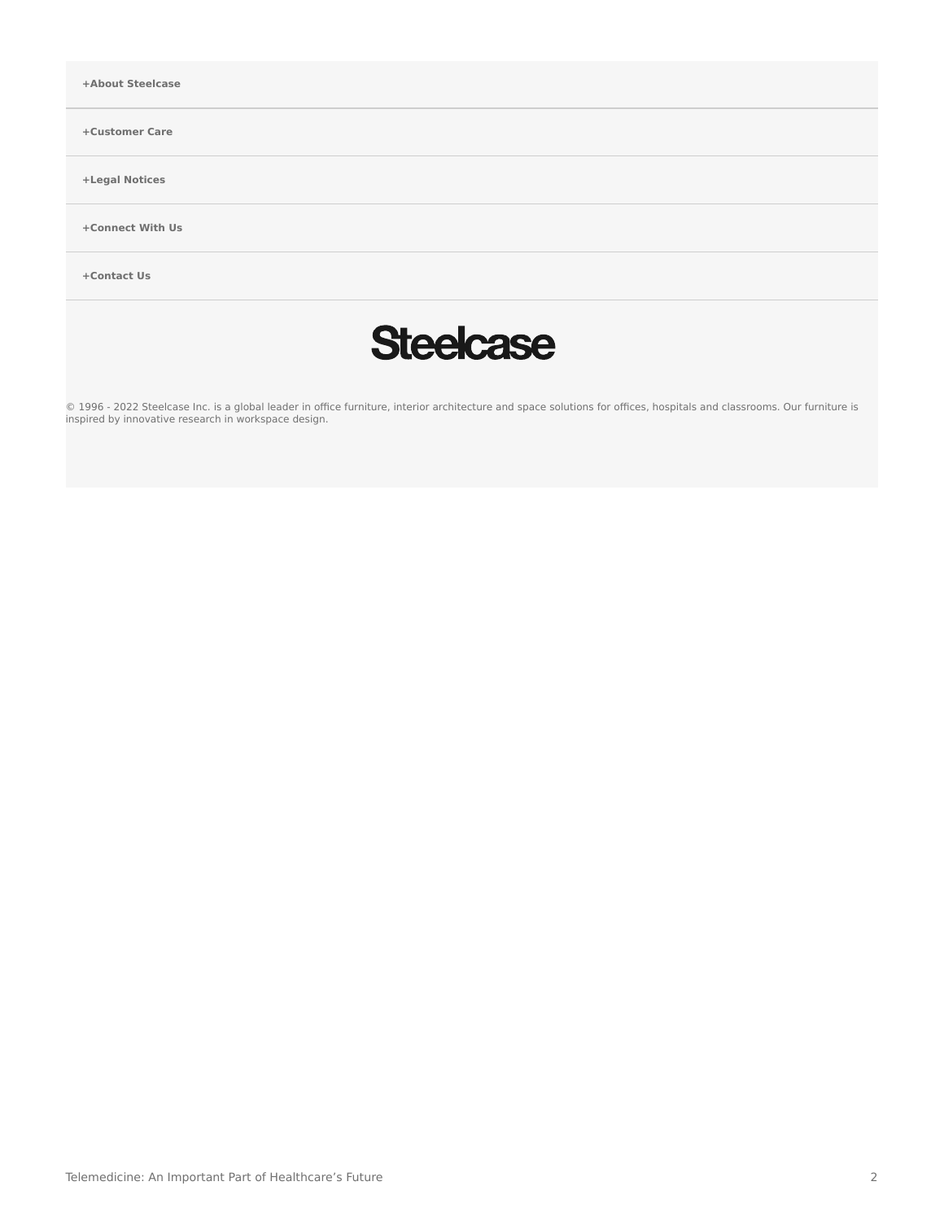**+About Steelcase**

**+Customer Care**

**+Legal Notices**

**+Connect With Us**

**+Contact Us**

Steelcase

© 1996 - 2022 Steelcase Inc. is a global leader in office furniture, interior architecture and space solutions for offices, hospitals and classrooms. Our furniture is inspired by innovative research in workspace design.